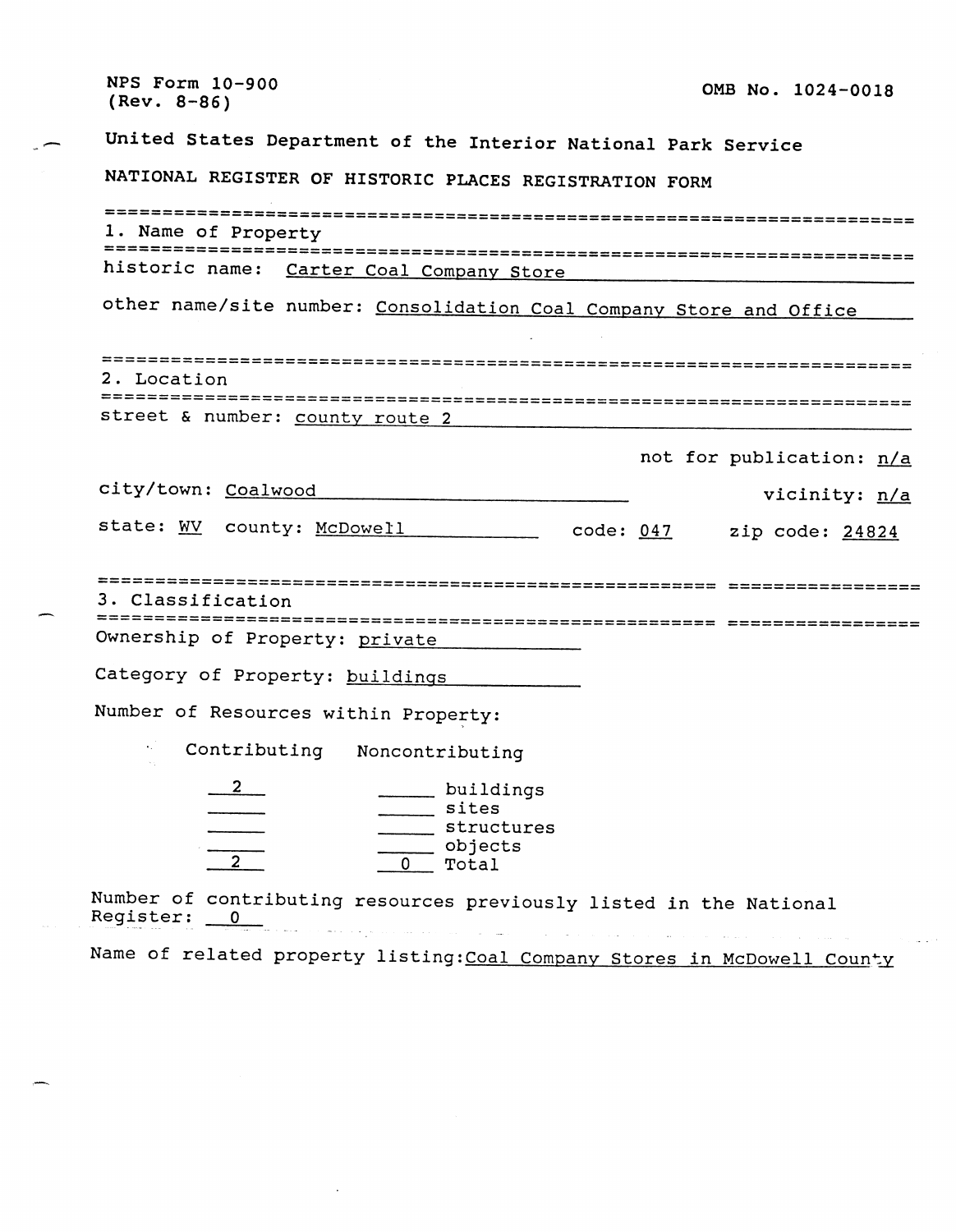NPS Form 10-900
(Rev. 8-86)

OMB No. 1024-0018

United States Department of the Interior National Park Service

NATIONAL REGISTER OF HISTORIC PLACES REGISTRATION FORM

## 1. Name of Property

historic name: Carter Coal Company Store

other name/site number: Consolidation Coal Company Store and Office

## 2. Location

street & number: county route 2

not for publication: n/a

city/town: Coalwood

vicinity: n/a

state: WV county: McDowell code: 047 zip code: 24824

## 3. Classification

Ownership of Property: private

Category of Property: buildings

Number of Resources within Property:

| Contributing | Noncontributing | |
|---|---|---|
| 2 | | buildings |
| | | sites |
| | | structures |
| | | objects |
| 2 | 0 | Total |

Number of contributing resources previously listed in the National Register: 0

Name of related property listing: Coal Company Stores in McDowell County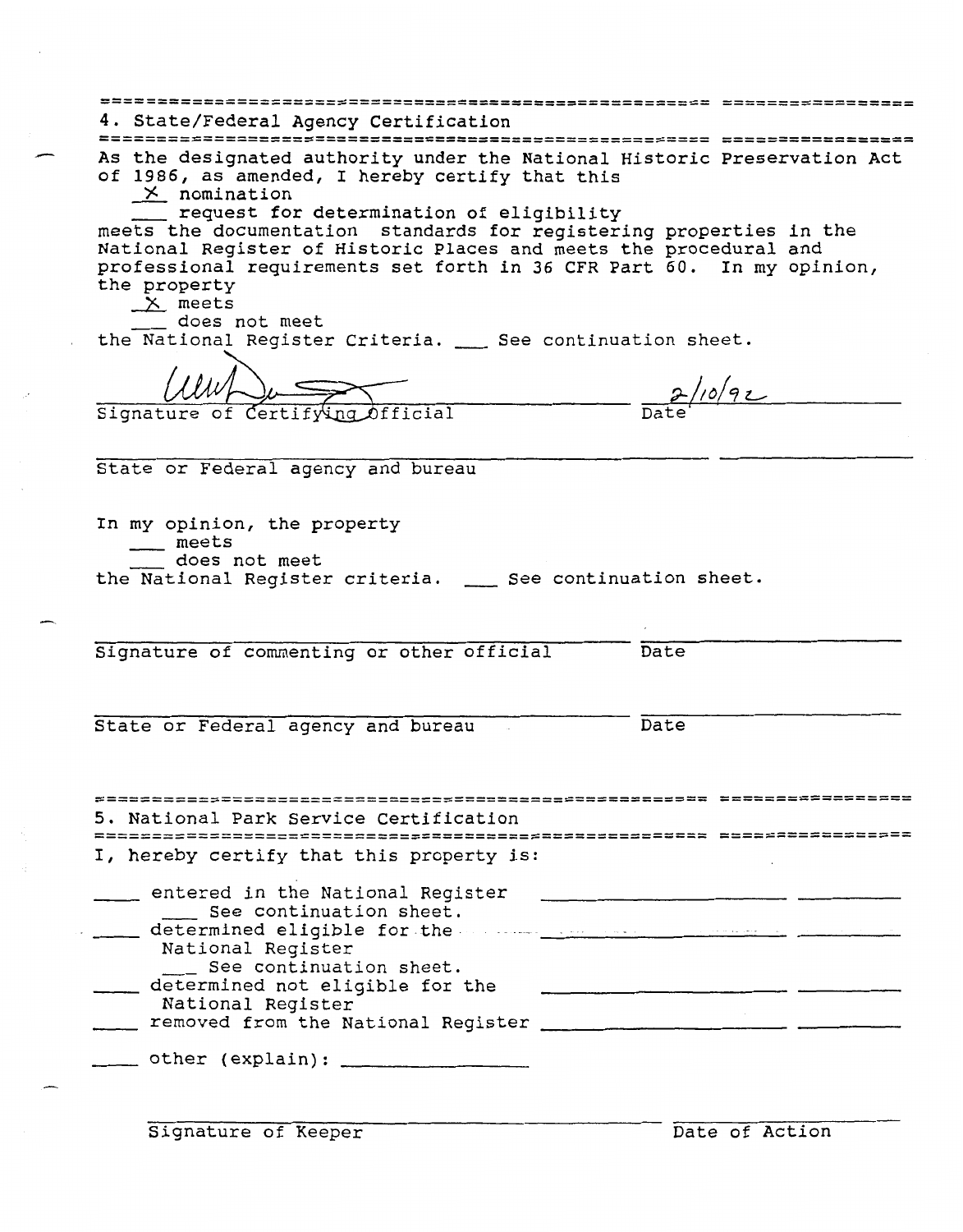## 4. State/Federal Agency Certification

As the designated authority under the National Historic Preservation Act of 1986, as amended, I hereby certify that this

X nomination
___ request for determination of eligibility

meets the documentation standards for registering properties in the National Register of Historic Places and meets the procedural and professional requirements set forth in 36 CFR Part 60. In my opinion, the property

X meets
___ does not meet

the National Register Criteria. ___ See continuation sheet.

[signature] 2/10/92
Signature of Certifying Official Date

State or Federal agency and bureau

In my opinion, the property

___ meets
___ does not meet

the National Register criteria. ___ See continuation sheet.

Signature of commenting or other official Date

State or Federal agency and bureau Date

## 5. National Park Service Certification

I, hereby certify that this property is:

___ entered in the National Register
___ See continuation sheet.

___ determined eligible for the National Register
___ See continuation sheet.

___ determined not eligible for the National Register

___ removed from the National Register

___ other (explain): ______________

Signature of Keeper Date of Action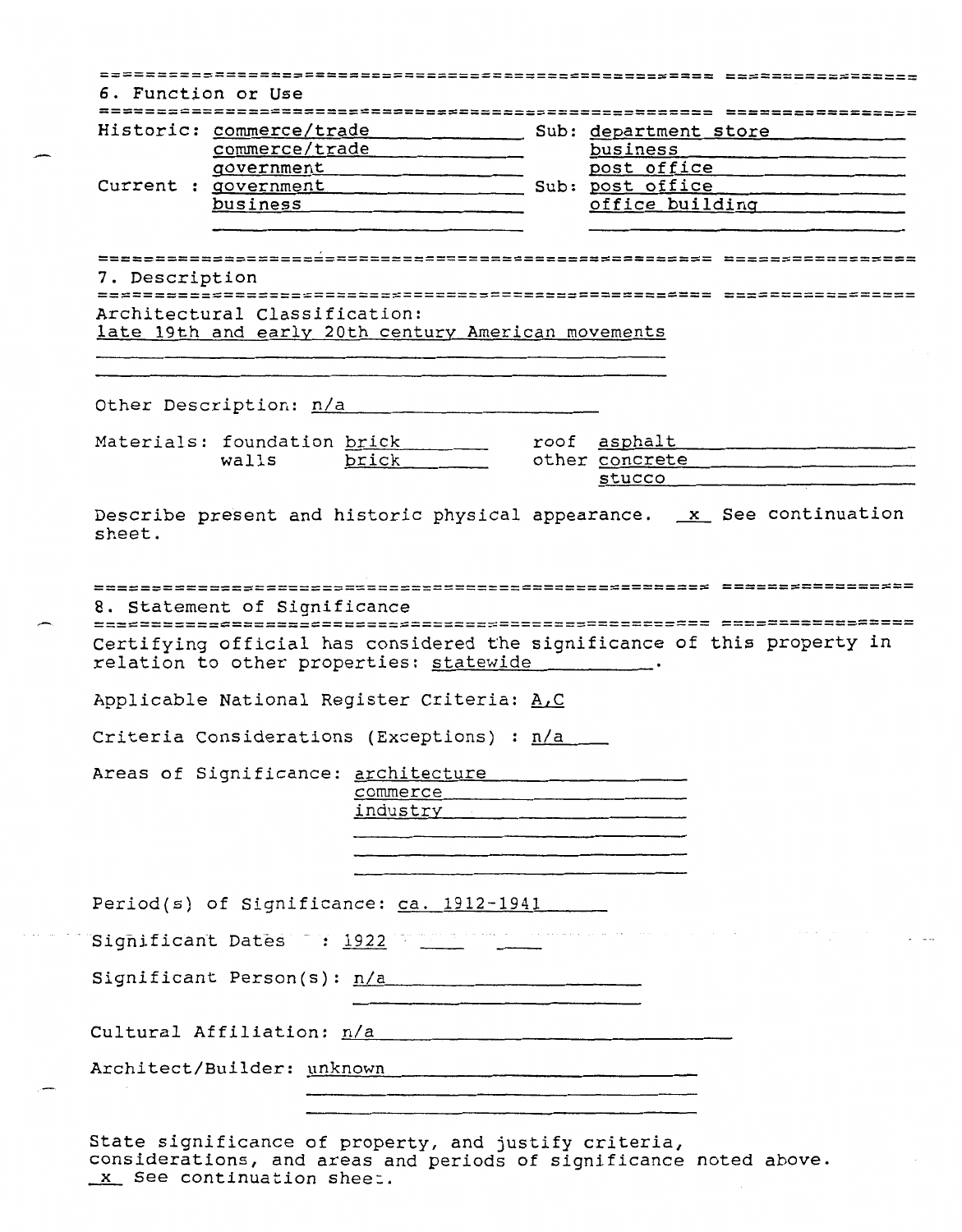## 6. Function or Use

Historic: commerce/trade — Sub: department store
commerce/trade — business
government — post office

Current : government — Sub: post office
business — office building

## 7. Description

Architectural Classification:
late 19th and early 20th century American movements

Other Description: n/a

Materials: foundation brick — roof asphalt
walls brick — other concrete
stucco

Describe present and historic physical appearance. _x_ See continuation sheet.

## 8. Statement of Significance

Certifying official has considered the significance of this property in relation to other properties: statewide.

Applicable National Register Criteria: A,C

Criteria Considerations (Exceptions) : n/a

Areas of Significance: architecture
commerce
industry

Period(s) of Significance: ca. 1912-1941

Significant Dates : 1922

Significant Person(s): n/a

Cultural Affiliation: n/a

Architect/Builder: unknown

State significance of property, and justify criteria, considerations, and areas and periods of significance noted above.
_x_ See continuation sheet.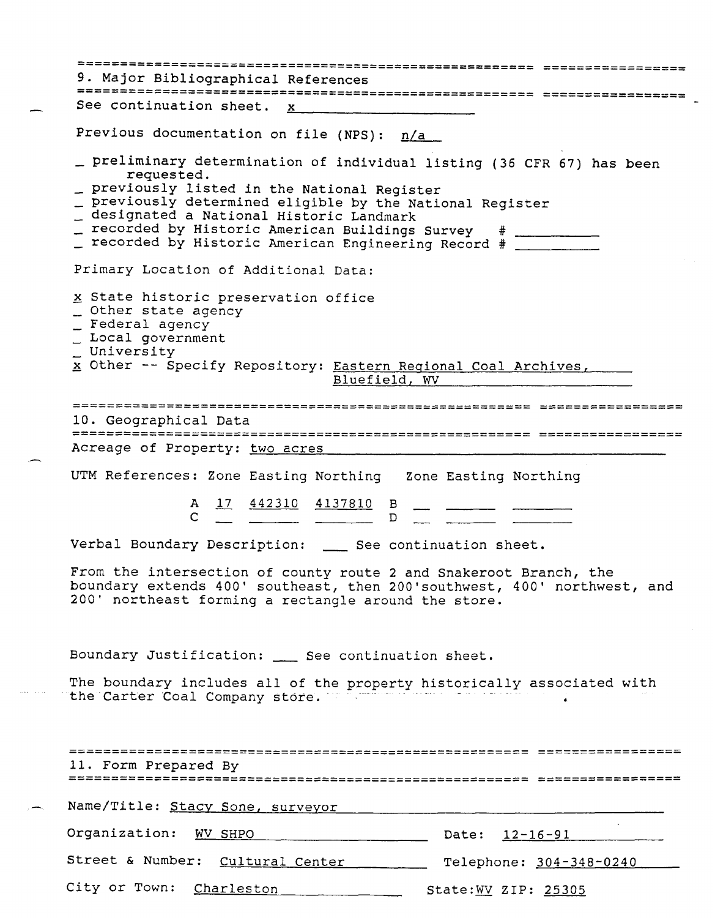## 9. Major Bibliographical References

See continuation sheet. x

Previous documentation on file (NPS): n/a

_ preliminary determination of individual listing (36 CFR 67) has been requested.
_ previously listed in the National Register
_ previously determined eligible by the National Register
_ designated a National Historic Landmark
_ recorded by Historic American Buildings Survey # ______
_ recorded by Historic American Engineering Record # ______

Primary Location of Additional Data:

x State historic preservation office
_ Other state agency
_ Federal agency
_ Local government
_ University
x Other -- Specify Repository: Eastern Regional Coal Archives, Bluefield, WV

## 10. Geographical Data

Acreage of Property: two acres

UTM References:

| | Zone | Easting | Northing | | Zone | Easting | Northing |
|---|---|---|---|---|---|---|---|
| A | 17 | 442310 | 4137810 | B | | | |
| C | | | | D | | | |

Verbal Boundary Description: ___ See continuation sheet.

From the intersection of county route 2 and Snakeroot Branch, the boundary extends 400' southeast, then 200'southwest, 400' northwest, and 200' northeast forming a rectangle around the store.

Boundary Justification: ___ See continuation sheet.

The boundary includes all of the property historically associated with the Carter Coal Company store.

## 11. Form Prepared By

Name/Title: Stacy Sone, surveyor

Organization: WV SHPO Date: 12-16-91

Street & Number: Cultural Center Telephone: 304-348-0240

City or Town: Charleston State: WV ZIP: 25305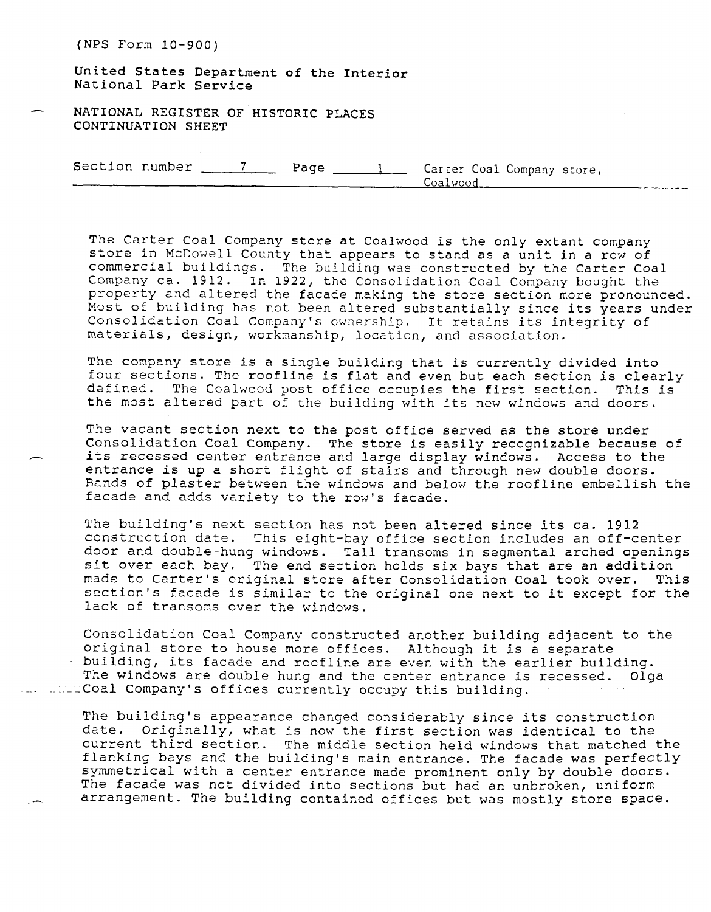(NPS Form 10-900)

United States Department of the Interior
National Park Service

NATIONAL REGISTER OF HISTORIC PLACES
CONTINUATION SHEET

Section number 7 Page 1 Carter Coal Company store, Coalwood

The Carter Coal Company store at Coalwood is the only extant company store in McDowell County that appears to stand as a unit in a row of commercial buildings. The building was constructed by the Carter Coal Company ca. 1912. In 1922, the Consolidation Coal Company bought the property and altered the facade making the store section more pronounced. Most of building has not been altered substantially since its years under Consolidation Coal Company's ownership. It retains its integrity of materials, design, workmanship, location, and association.

The company store is a single building that is currently divided into four sections. The roofline is flat and even but each section is clearly defined. The Coalwood post office occupies the first section. This is the most altered part of the building with its new windows and doors.

The vacant section next to the post office served as the store under Consolidation Coal Company. The store is easily recognizable because of its recessed center entrance and large display windows. Access to the entrance is up a short flight of stairs and through new double doors. Bands of plaster between the windows and below the roofline embellish the facade and adds variety to the row's facade.

The building's next section has not been altered since its ca. 1912 construction date. This eight-bay office section includes an off-center door and double-hung windows. Tall transoms in segmental arched openings sit over each bay. The end section holds six bays that are an addition made to Carter's original store after Consolidation Coal took over. This section's facade is similar to the original one next to it except for the lack of transoms over the windows.

Consolidation Coal Company constructed another building adjacent to the original store to house more offices. Although it is a separate building, its facade and roofline are even with the earlier building. The windows are double hung and the center entrance is recessed. Olga Coal Company's offices currently occupy this building.

The building's appearance changed considerably since its construction date. Originally, what is now the first section was identical to the current third section. The middle section held windows that matched the flanking bays and the building's main entrance. The facade was perfectly symmetrical with a center entrance made prominent only by double doors. The facade was not divided into sections but had an unbroken, uniform arrangement. The building contained offices but was mostly store space.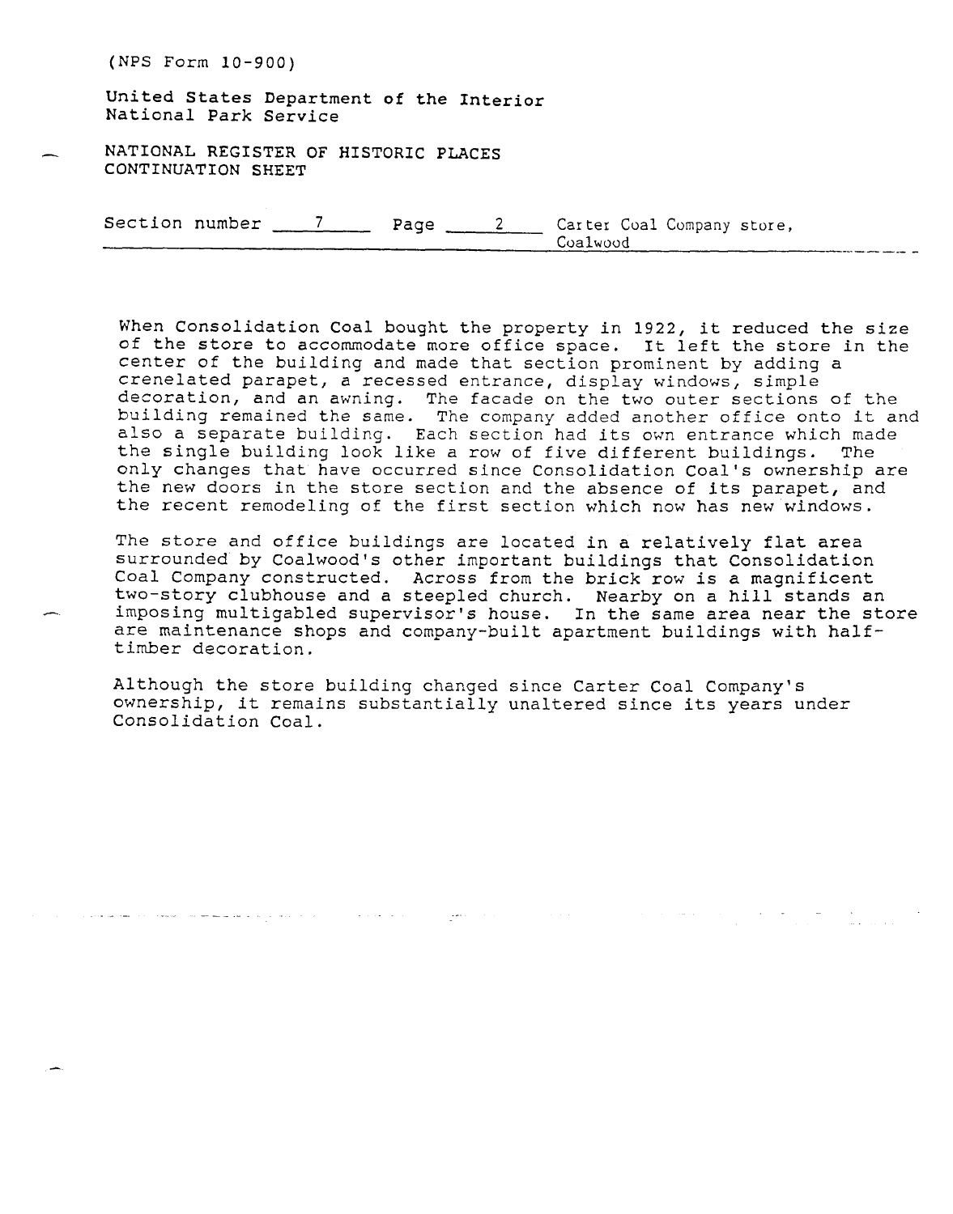(NPS Form 10-900)

United States Department of the Interior
National Park Service

NATIONAL REGISTER OF HISTORIC PLACES
CONTINUATION SHEET

Section number 7 Page 2 Carter Coal Company store, Coalwood

When Consolidation Coal bought the property in 1922, it reduced the size of the store to accommodate more office space. It left the store in the center of the building and made that section prominent by adding a crenelated parapet, a recessed entrance, display windows, simple decoration, and an awning. The facade on the two outer sections of the building remained the same. The company added another office onto it and also a separate building. Each section had its own entrance which made the single building look like a row of five different buildings. The only changes that have occurred since Consolidation Coal's ownership are the new doors in the store section and the absence of its parapet, and the recent remodeling of the first section which now has new windows.

The store and office buildings are located in a relatively flat area surrounded by Coalwood's other important buildings that Consolidation Coal Company constructed. Across from the brick row is a magnificent two-story clubhouse and a steepled church. Nearby on a hill stands an imposing multigabled supervisor's house. In the same area near the store are maintenance shops and company-built apartment buildings with half-timber decoration.

Although the store building changed since Carter Coal Company's ownership, it remains substantially unaltered since its years under Consolidation Coal.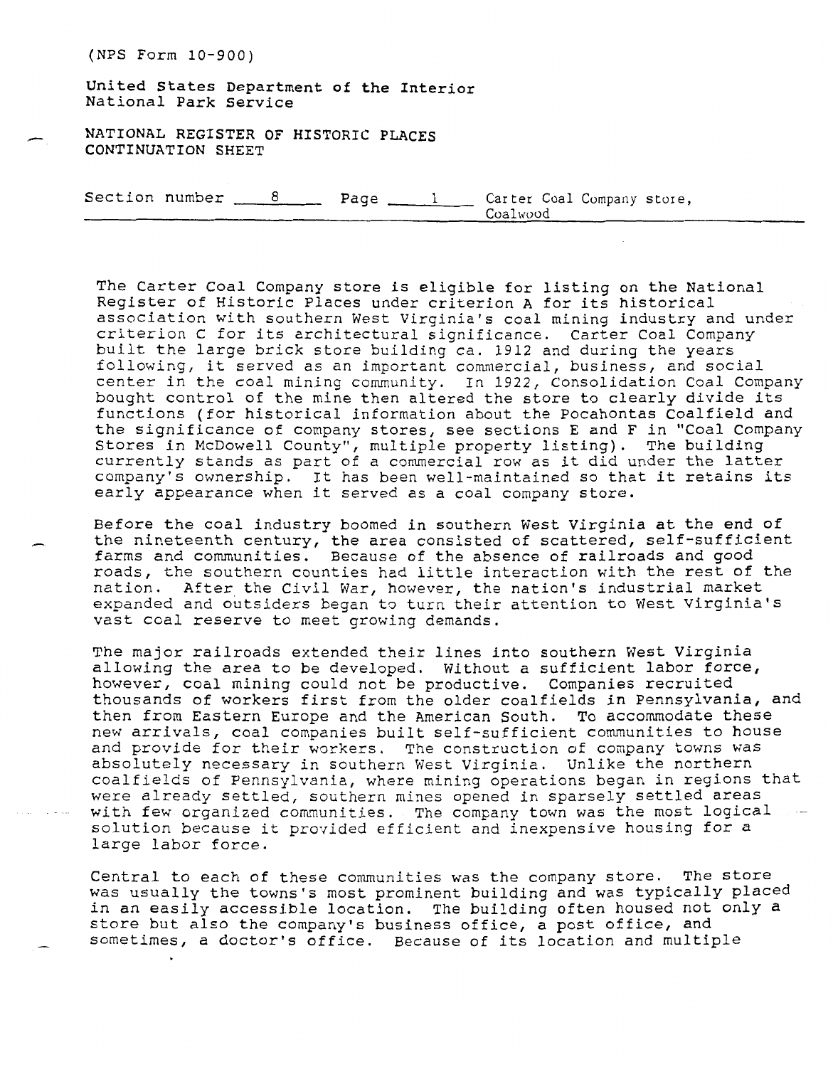(NPS Form 10-900)

United States Department of the Interior
National Park Service

NATIONAL REGISTER OF HISTORIC PLACES
CONTINUATION SHEET

Section number 8 Page 1 Carter Coal Company store, Coalwood

The Carter Coal Company store is eligible for listing on the National Register of Historic Places under criterion A for its historical association with southern West Virginia's coal mining industry and under criterion C for its architectural significance. Carter Coal Company built the large brick store building ca. 1912 and during the years following, it served as an important commercial, business, and social center in the coal mining community. In 1922, Consolidation Coal Company bought control of the mine then altered the store to clearly divide its functions (for historical information about the Pocahontas Coalfield and the significance of company stores, see sections E and F in "Coal Company Stores in McDowell County", multiple property listing). The building currently stands as part of a commercial row as it did under the latter company's ownership. It has been well-maintained so that it retains its early appearance when it served as a coal company store.

Before the coal industry boomed in southern West Virginia at the end of the nineteenth century, the area consisted of scattered, self-sufficient farms and communities. Because of the absence of railroads and good roads, the southern counties had little interaction with the rest of the nation. After the Civil War, however, the nation's industrial market expanded and outsiders began to turn their attention to West Virginia's vast coal reserve to meet growing demands.

The major railroads extended their lines into southern West Virginia allowing the area to be developed. Without a sufficient labor force, however, coal mining could not be productive. Companies recruited thousands of workers first from the older coalfields in Pennsylvania, and then from Eastern Europe and the American South. To accommodate these new arrivals, coal companies built self-sufficient communities to house and provide for their workers. The construction of company towns was absolutely necessary in southern West Virginia. Unlike the northern coalfields of Pennsylvania, where mining operations began in regions that were already settled, southern mines opened in sparsely settled areas with few organized communities. The company town was the most logical solution because it provided efficient and inexpensive housing for a large labor force.

Central to each of these communities was the company store. The store was usually the towns's most prominent building and was typically placed in an easily accessible location. The building often housed not only a store but also the company's business office, a post office, and sometimes, a doctor's office. Because of its location and multiple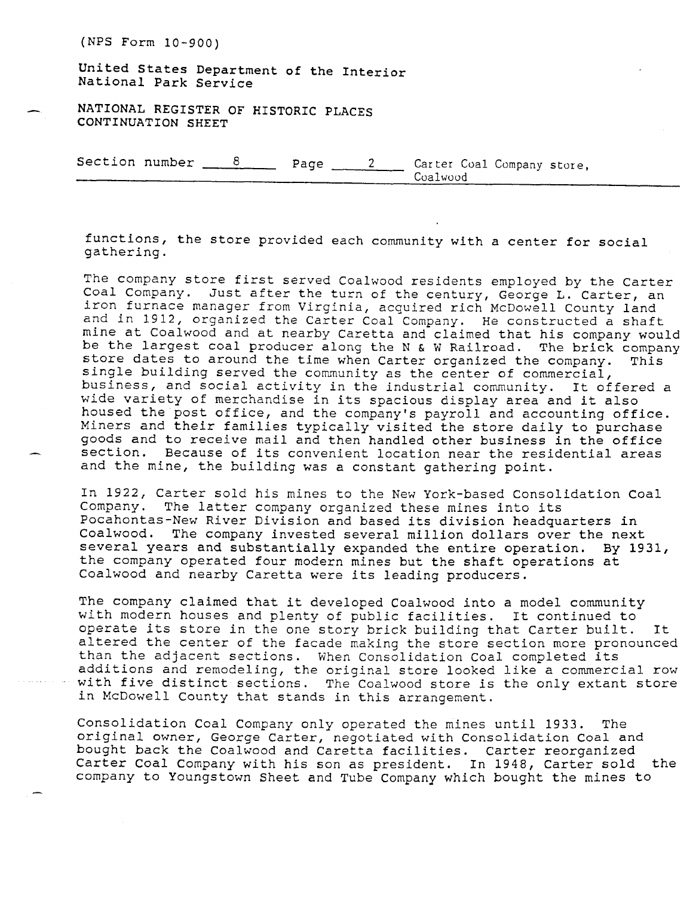(NPS Form 10-900)

United States Department of the Interior
National Park Service

NATIONAL REGISTER OF HISTORIC PLACES
CONTINUATION SHEET

Section number 8 Page 2 Carter Coal Company store, Coalwood

functions, the store provided each community with a center for social gathering.

The company store first served Coalwood residents employed by the Carter Coal Company. Just after the turn of the century, George L. Carter, an iron furnace manager from Virginia, acquired rich McDowell County land and in 1912, organized the Carter Coal Company. He constructed a shaft mine at Coalwood and at nearby Caretta and claimed that his company would be the largest coal producer along the N & W Railroad. The brick company store dates to around the time when Carter organized the company. This single building served the community as the center of commercial, business, and social activity in the industrial community. It offered a wide variety of merchandise in its spacious display area and it also housed the post office, and the company's payroll and accounting office. Miners and their families typically visited the store daily to purchase goods and to receive mail and then handled other business in the office section. Because of its convenient location near the residential areas and the mine, the building was a constant gathering point.

In 1922, Carter sold his mines to the New York-based Consolidation Coal Company. The latter company organized these mines into its Pocahontas-New River Division and based its division headquarters in Coalwood. The company invested several million dollars over the next several years and substantially expanded the entire operation. By 1931, the company operated four modern mines but the shaft operations at Coalwood and nearby Caretta were its leading producers.

The company claimed that it developed Coalwood into a model community with modern houses and plenty of public facilities. It continued to operate its store in the one story brick building that Carter built. It altered the center of the facade making the store section more pronounced than the adjacent sections. When Consolidation Coal completed its additions and remodeling, the original store looked like a commercial row with five distinct sections. The Coalwood store is the only extant store in McDowell County that stands in this arrangement.

Consolidation Coal Company only operated the mines until 1933. The original owner, George Carter, negotiated with Consolidation Coal and bought back the Coalwood and Caretta facilities. Carter reorganized Carter Coal Company with his son as president. In 1948, Carter sold the company to Youngstown Sheet and Tube Company which bought the mines to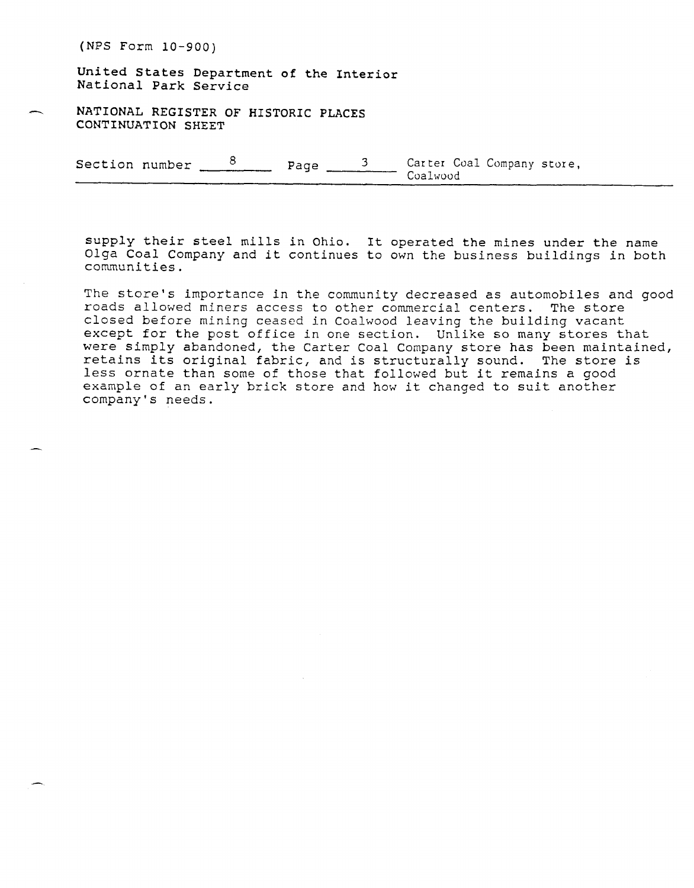supply their steel mills in Ohio. It operated the mines under the name Olga Coal Company and it continues to own the business buildings in both communities.

The store's importance in the community decreased as automobiles and good roads allowed miners access to other commercial centers. The store closed before mining ceased in Coalwood leaving the building vacant except for the post office in one section. Unlike so many stores that were simply abandoned, the Carter Coal Company store has been maintained, retains its original fabric, and is structurally sound. The store is less ornate than some of those that followed but it remains a good example of an early brick store and how it changed to suit another company's needs.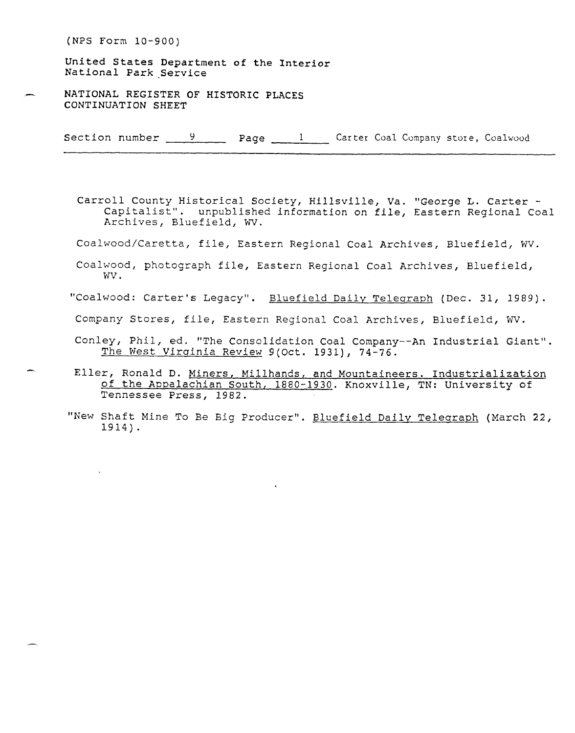(NPS Form 10-900)

United States Department of the Interior
National Park Service

NATIONAL REGISTER OF HISTORIC PLACES
CONTINUATION SHEET

Section number 9 Page 1 Carter Coal Company store, Coalwood

Carroll County Historical Society, Hillsville, Va. "George L. Carter - Capitalist". unpublished information on file, Eastern Regional Coal Archives, Bluefield, WV.

Coalwood/Caretta, file, Eastern Regional Coal Archives, Bluefield, WV.

Coalwood, photograph file, Eastern Regional Coal Archives, Bluefield, WV.

"Coalwood: Carter's Legacy". Bluefield Daily Telegraph (Dec. 31, 1989).

Company Stores, file, Eastern Regional Coal Archives, Bluefield, WV.

Conley, Phil, ed. "The Consolidation Coal Company--An Industrial Giant". The West Virginia Review 9(Oct. 1931), 74-76.

Eller, Ronald D. Miners, Millhands, and Mountaineers. Industrialization of the Appalachian South, 1880-1930. Knoxville, TN: University of Tennessee Press, 1982.

"New Shaft Mine To Be Big Producer". Bluefield Daily Telegraph (March 22, 1914).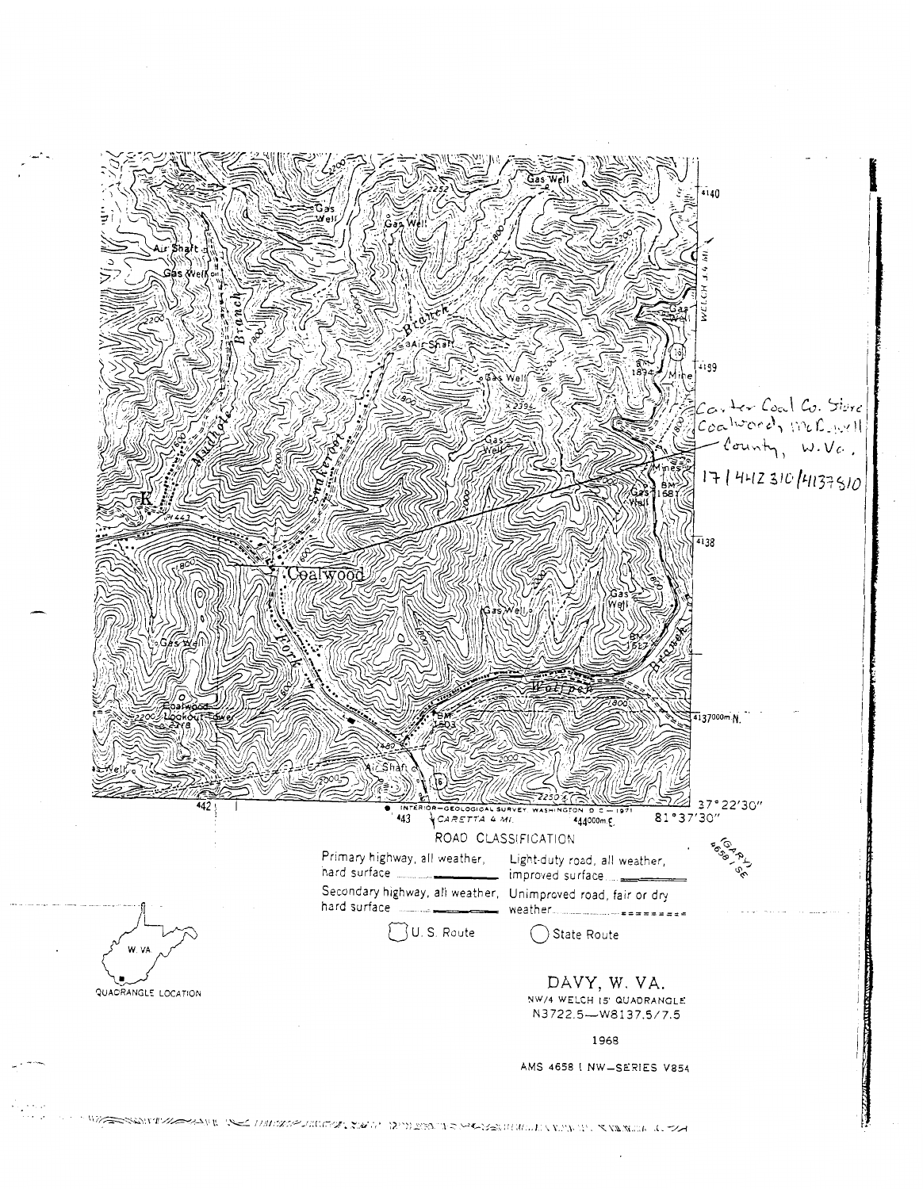Carter Coal Co. Store
Coalwood, McDowell County, W. Va.
17 | 442310 | 4137810

ROAD CLASSIFICATION

| | |
|---|---|
| Primary highway, all weather, hard surface | Light-duty road, all weather, improved surface |
| Secondary highway, all weather, hard surface | Unimproved road, fair or dry weather |
| U. S. Route | State Route |

QUADRANGLE LOCATION

(GARY) 4658 I SE

INTERIOR—GEOLOGICAL SURVEY, WASHINGTON, D. C.—1971

CARETTA 4 MI.

37°22'30"
81°37'30"

# DAVY, W. VA.

NW/4 WELCH 15' QUADRANGLE
N3722.5—W8137.5/7.5

1968

AMS 4658 I NW—SERIES V854